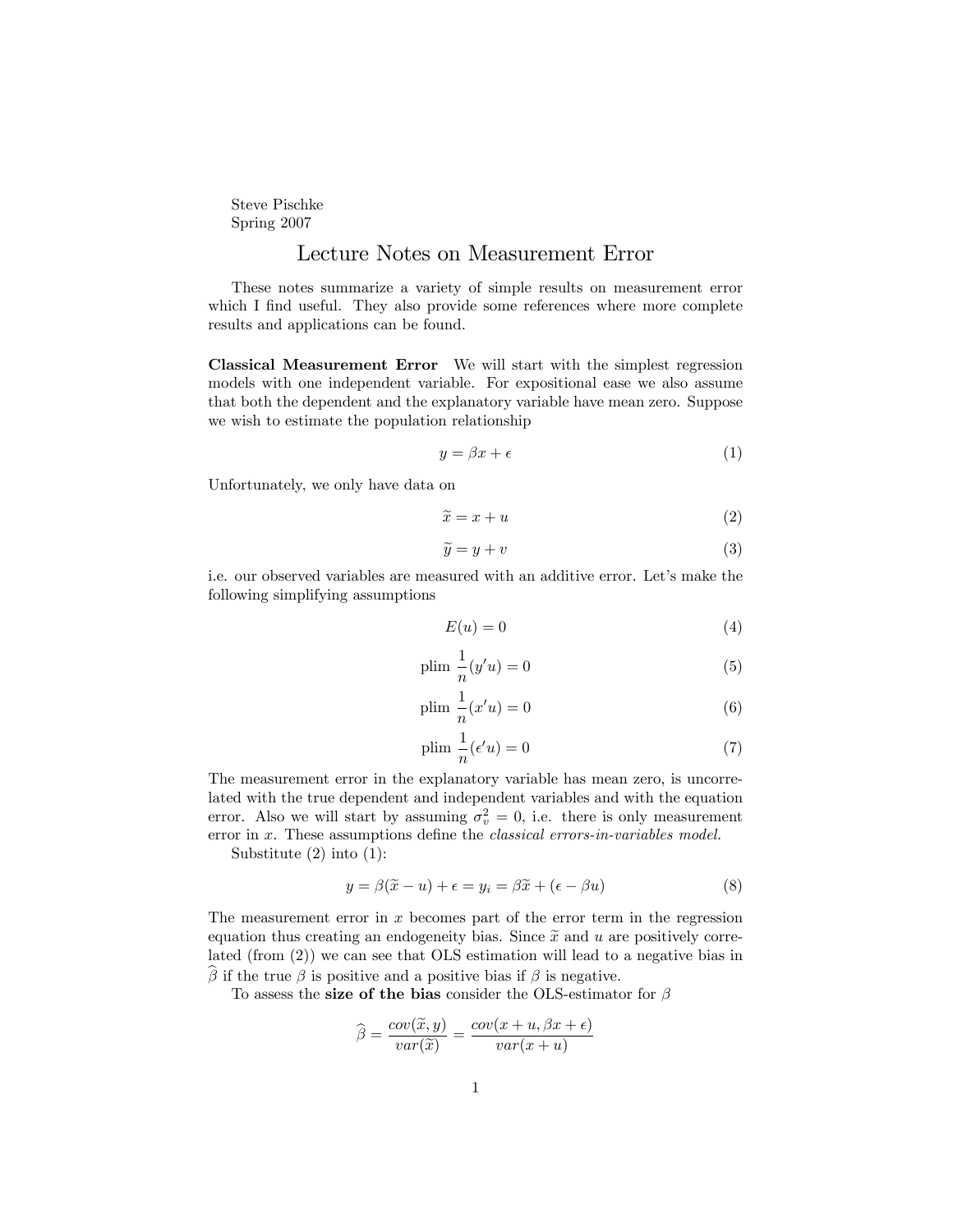Steve Pischke
Spring 2007

# Lecture Notes on Measurement Error

These notes summarize a variety of simple results on measurement error which I find useful. They also provide some references where more complete results and applications can be found.

**Classical Measurement Error** We will start with the simplest regression models with one independent variable. For expositional ease we also assume that both the dependent and the explanatory variable have mean zero. Suppose we wish to estimate the population relationship

$$y = \beta x + \epsilon \tag{1}$$

Unfortunately, we only have data on

$$\widetilde{x} = x + u \tag{2}$$

$$\widetilde{y} = y + v \tag{3}$$

i.e. our observed variables are measured with an additive error. Let's make the following simplifying assumptions

$$E(u) = 0 \tag{4}$$

$$\text{plim } \frac{1}{n}(y'u) = 0 \tag{5}$$

$$\text{plim } \frac{1}{n}(x'u) = 0 \tag{6}$$

$$\text{plim } \frac{1}{n}(\epsilon'u) = 0 \tag{7}$$

The measurement error in the explanatory variable has mean zero, is uncorrelated with the true dependent and independent variables and with the equation error. Also we will start by assuming $\sigma_v^2 = 0$, i.e. there is only measurement error in $x$. These assumptions define the *classical errors-in-variables model.*

Substitute (2) into (1):

$$y = \beta(\widetilde{x} - u) + \epsilon = y_i = \beta\widetilde{x} + (\epsilon - \beta u) \tag{8}$$

The measurement error in $x$ becomes part of the error term in the regression equation thus creating an endogeneity bias. Since $\widetilde{x}$ and $u$ are positively correlated (from (2)) we can see that OLS estimation will lead to a negative bias in $\widehat{\beta}$ if the true $\beta$ is positive and a positive bias if $\beta$ is negative.

To assess the **size of the bias** consider the OLS-estimator for $\beta$

$$\widehat{\beta} = \frac{cov(\widetilde{x}, y)}{var(\widetilde{x})} = \frac{cov(x + u, \beta x + \epsilon)}{var(x + u)}$$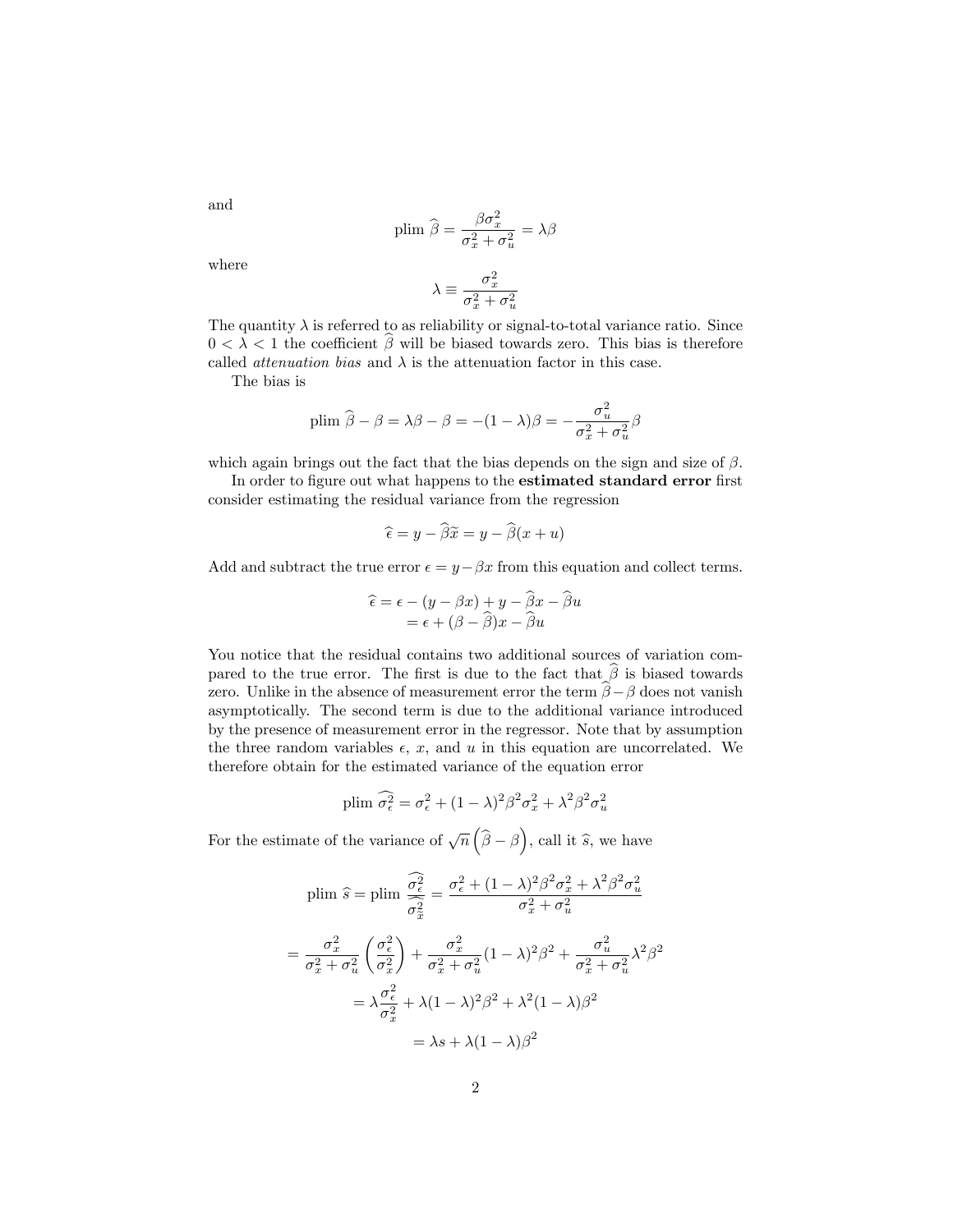and

$$\text{plim } \widehat{\beta} = \frac{\beta \sigma_x^2}{\sigma_x^2 + \sigma_u^2} = \lambda \beta$$

where

$$\lambda \equiv \frac{\sigma_x^2}{\sigma_x^2 + \sigma_u^2}$$

The quantity $\lambda$ is referred to as reliability or signal-to-total variance ratio. Since $0 < \lambda < 1$ the coefficient $\widehat{\beta}$ will be biased towards zero. This bias is therefore called *attenuation bias* and $\lambda$ is the attenuation factor in this case.

The bias is

$$\text{plim } \widehat{\beta} - \beta = \lambda \beta - \beta = -(1 - \lambda)\beta = -\frac{\sigma_u^2}{\sigma_x^2 + \sigma_u^2} \beta$$

which again brings out the fact that the bias depends on the sign and size of $\beta$.

In order to figure out what happens to the **estimated standard error** first consider estimating the residual variance from the regression

$$\widehat{\epsilon} = y - \widehat{\beta} \widetilde{x} = y - \widehat{\beta}(x + u)$$

Add and subtract the true error $\epsilon = y - \beta x$ from this equation and collect terms.

$$\begin{aligned}
\widehat{\epsilon} &= \epsilon - (y - \beta x) + y - \widehat{\beta} x - \widehat{\beta} u \\
&= \epsilon + (\beta - \widehat{\beta}) x - \widehat{\beta} u
\end{aligned}$$

You notice that the residual contains two additional sources of variation compared to the true error. The first is due to the fact that $\widehat{\beta}$ is biased towards zero. Unlike in the absence of measurement error the term $\widehat{\beta} - \beta$ does not vanish asymptotically. The second term is due to the additional variance introduced by the presence of measurement error in the regressor. Note that by assumption the three random variables $\epsilon$, $x$, and $u$ in this equation are uncorrelated. We therefore obtain for the estimated variance of the equation error

$$\text{plim } \widehat{\sigma_\epsilon^2} = \sigma_\epsilon^2 + (1 - \lambda)^2 \beta^2 \sigma_x^2 + \lambda^2 \beta^2 \sigma_u^2$$

For the estimate of the variance of $\sqrt{n}\left(\widehat{\beta} - \beta\right)$, call it $\widehat{s}$, we have

$$\begin{aligned}
\text{plim } \widehat{s} = \text{plim } \frac{\widehat{\sigma_\epsilon^2}}{\widehat{\sigma_{\widetilde{x}}^2}} &= \frac{\sigma_\epsilon^2 + (1 - \lambda)^2 \beta^2 \sigma_x^2 + \lambda^2 \beta^2 \sigma_u^2}{\sigma_x^2 + \sigma_u^2} \\
= \frac{\sigma_x^2}{\sigma_x^2 + \sigma_u^2} \left( \frac{\sigma_\epsilon^2}{\sigma_x^2} \right) &+ \frac{\sigma_x^2}{\sigma_x^2 + \sigma_u^2} (1 - \lambda)^2 \beta^2 + \frac{\sigma_u^2}{\sigma_x^2 + \sigma_u^2} \lambda^2 \beta^2 \\
&= \lambda \frac{\sigma_\epsilon^2}{\sigma_x^2} + \lambda (1 - \lambda)^2 \beta^2 + \lambda^2 (1 - \lambda) \beta^2 \\
&= \lambda s + \lambda (1 - \lambda) \beta^2
\end{aligned}$$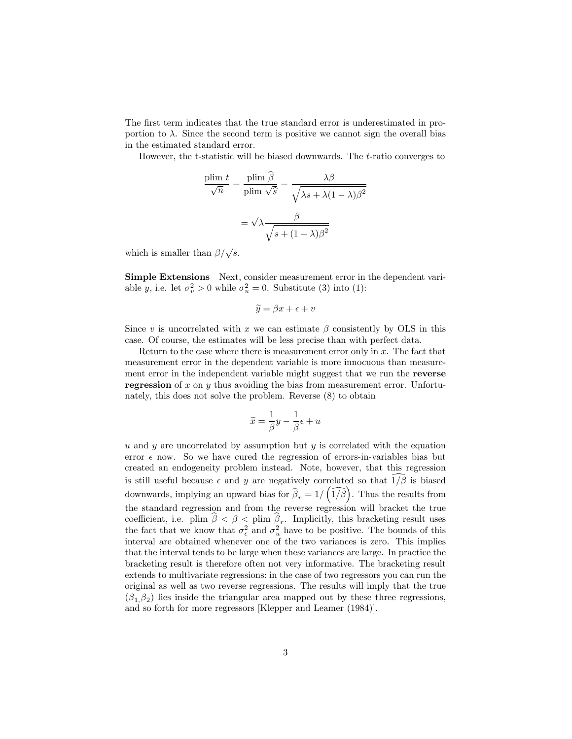The first term indicates that the true standard error is underestimated in proportion to $\lambda$. Since the second term is positive we cannot sign the overall bias in the estimated standard error.

However, the t-statistic will be biased downwards. The $t$-ratio converges to

$$\frac{\text{plim } t}{\sqrt{n}} = \frac{\text{plim } \widehat{\beta}}{\text{plim } \sqrt{\widehat{s}}} = \frac{\lambda \beta}{\sqrt{\lambda s + \lambda(1-\lambda)\beta^2}}$$

$$= \sqrt{\lambda} \frac{\beta}{\sqrt{s + (1-\lambda)\beta^2}}$$

which is smaller than $\beta / \sqrt{s}$.

**Simple Extensions** Next, consider measurement error in the dependent variable $y$, i.e. let $\sigma_v^2 > 0$ while $\sigma_u^2 = 0$. Substitute (3) into (1):

$$\widetilde{y} = \beta x + \epsilon + v$$

Since $v$ is uncorrelated with $x$ we can estimate $\beta$ consistently by OLS in this case. Of course, the estimates will be less precise than with perfect data.

Return to the case where there is measurement error only in $x$. The fact that measurement error in the dependent variable is more innocuous than measurement error in the independent variable might suggest that we run the **reverse regression** of $x$ on $y$ thus avoiding the bias from measurement error. Unfortunately, this does not solve the problem. Reverse (8) to obtain

$$\widetilde{x} = \frac{1}{\beta} y - \frac{1}{\beta} \epsilon + u$$

$u$ and $y$ are uncorrelated by assumption but $y$ is correlated with the equation error $\epsilon$ now. So we have cured the regression of errors-in-variables bias but created an endogeneity problem instead. Note, however, that this regression is still useful because $\epsilon$ and $y$ are negatively correlated so that $\widehat{1/\beta}$ is biased downwards, implying an upward bias for $\widehat{\beta}_r = 1/\left(\widehat{1/\beta}\right)$. Thus the results from the standard regression and from the reverse regression will bracket the true coefficient, i.e. $\text{plim } \widehat{\beta} < \beta < \text{plim } \widehat{\beta}_r$. Implicitly, this bracketing result uses the fact that we know that $\sigma_\epsilon^2$ and $\sigma_u^2$ have to be positive. The bounds of this interval are obtained whenever one of the two variances is zero. This implies that the interval tends to be large when these variances are large. In practice the bracketing result is therefore often not very informative. The bracketing result extends to multivariate regressions: in the case of two regressors you can run the original as well as two reverse regressions. The results will imply that the true $(\beta_1, \beta_2)$ lies inside the triangular area mapped out by these three regressions, and so forth for more regressors [Klepper and Leamer (1984)].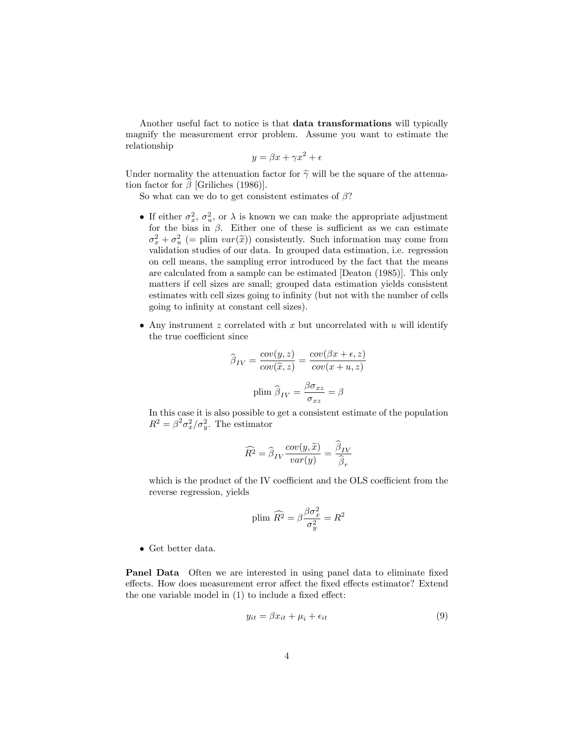Another useful fact to notice is that **data transformations** will typically magnify the measurement error problem. Assume you want to estimate the relationship

$$y = \beta x + \gamma x^2 + \epsilon$$

Under normality the attenuation factor for $\widehat{\gamma}$ will be the square of the attenuation factor for $\widehat{\beta}$ [Griliches (1986)].

So what can we do to get consistent estimates of $\beta$?

- If either $\sigma_x^2$, $\sigma_u^2$, or $\lambda$ is known we can make the appropriate adjustment for the bias in $\beta$. Either one of these is sufficient as we can estimate $\sigma_x^2 + \sigma_u^2$ (= plim $var(\widetilde{x})$) consistently. Such information may come from validation studies of our data. In grouped data estimation, i.e. regression on cell means, the sampling error introduced by the fact that the means are calculated from a sample can be estimated [Deaton (1985)]. This only matters if cell sizes are small; grouped data estimation yields consistent estimates with cell sizes going to infinity (but not with the number of cells going to infinity at constant cell sizes).

- Any instrument $z$ correlated with $x$ but uncorrelated with $u$ will identify the true coefficient since

$$\widehat{\beta}_{IV} = \frac{cov(y,z)}{cov(\widetilde{x},z)} = \frac{cov(\beta x + \epsilon, z)}{cov(x+u,z)}$$

$$\text{plim } \widehat{\beta}_{IV} = \frac{\beta \sigma_{xz}}{\sigma_{xz}} = \beta$$

  In this case it is also possible to get a consistent estimate of the population $R^2 = \beta^2 \sigma_x^2 / \sigma_y^2$. The estimator

$$\widehat{R^2} = \widehat{\beta}_{IV} \frac{cov(y,\widetilde{x})}{var(y)} = \frac{\widehat{\beta}_{IV}}{\widehat{\beta}_r}$$

  which is the product of the IV coefficient and the OLS coefficient from the reverse regression, yields

$$\text{plim } \widehat{R^2} = \beta \frac{\beta \sigma_x^2}{\sigma_y^2} = R^2$$

- Get better data.

**Panel Data** Often we are interested in using panel data to eliminate fixed effects. How does measurement error affect the fixed effects estimator? Extend the one variable model in (1) to include a fixed effect:

$$y_{it} = \beta x_{it} + \mu_i + \epsilon_{it} \tag{9}$$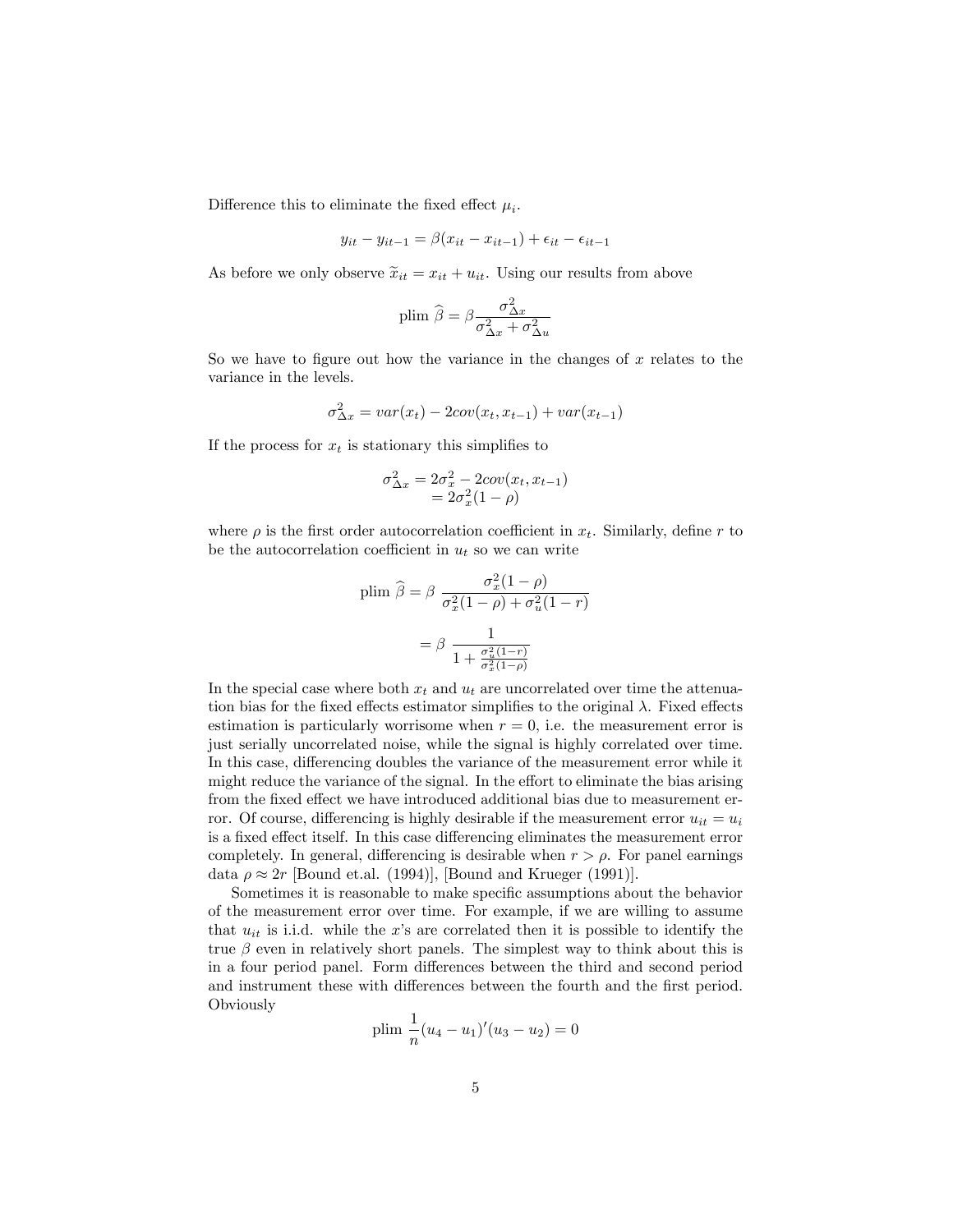Difference this to eliminate the fixed effect $\mu_i$.

$$y_{it} - y_{it-1} = \beta(x_{it} - x_{it-1}) + \epsilon_{it} - \epsilon_{it-1}$$

As before we only observe $\widetilde{x}_{it} = x_{it} + u_{it}$. Using our results from above

$$\text{plim } \widehat{\beta} = \beta \frac{\sigma^2_{\Delta x}}{\sigma^2_{\Delta x} + \sigma^2_{\Delta u}}$$

So we have to figure out how the variance in the changes of $x$ relates to the variance in the levels.

$$\sigma^2_{\Delta x} = var(x_t) - 2cov(x_t, x_{t-1}) + var(x_{t-1})$$

If the process for $x_t$ is stationary this simplifies to

$$\begin{aligned} \sigma^2_{\Delta x} &= 2\sigma^2_x - 2cov(x_t, x_{t-1}) \\ &= 2\sigma^2_x(1 - \rho) \end{aligned}$$

where $\rho$ is the first order autocorrelation coefficient in $x_t$. Similarly, define $r$ to be the autocorrelation coefficient in $u_t$ so we can write

$$\begin{aligned} \text{plim } \widehat{\beta} &= \beta \; \frac{\sigma^2_x(1-\rho)}{\sigma^2_x(1-\rho) + \sigma^2_u(1-r)} \\ &= \beta \; \frac{1}{1 + \frac{\sigma^2_u(1-r)}{\sigma^2_x(1-\rho)}} \end{aligned}$$

In the special case where both $x_t$ and $u_t$ are uncorrelated over time the attenuation bias for the fixed effects estimator simplifies to the original $\lambda$. Fixed effects estimation is particularly worrisome when $r = 0$, i.e. the measurement error is just serially uncorrelated noise, while the signal is highly correlated over time. In this case, differencing doubles the variance of the measurement error while it might reduce the variance of the signal. In the effort to eliminate the bias arising from the fixed effect we have introduced additional bias due to measurement error. Of course, differencing is highly desirable if the measurement error $u_{it} = u_i$ is a fixed effect itself. In this case differencing eliminates the measurement error completely. In general, differencing is desirable when $r > \rho$. For panel earnings data $\rho \approx 2r$ [Bound et.al. (1994)], [Bound and Krueger (1991)].

Sometimes it is reasonable to make specific assumptions about the behavior of the measurement error over time. For example, if we are willing to assume that $u_{it}$ is i.i.d. while the $x$'s are correlated then it is possible to identify the true $\beta$ even in relatively short panels. The simplest way to think about this is in a four period panel. Form differences between the third and second period and instrument these with differences between the fourth and the first period. Obviously

$$\text{plim } \frac{1}{n}(u_4 - u_1)'(u_3 - u_2) = 0$$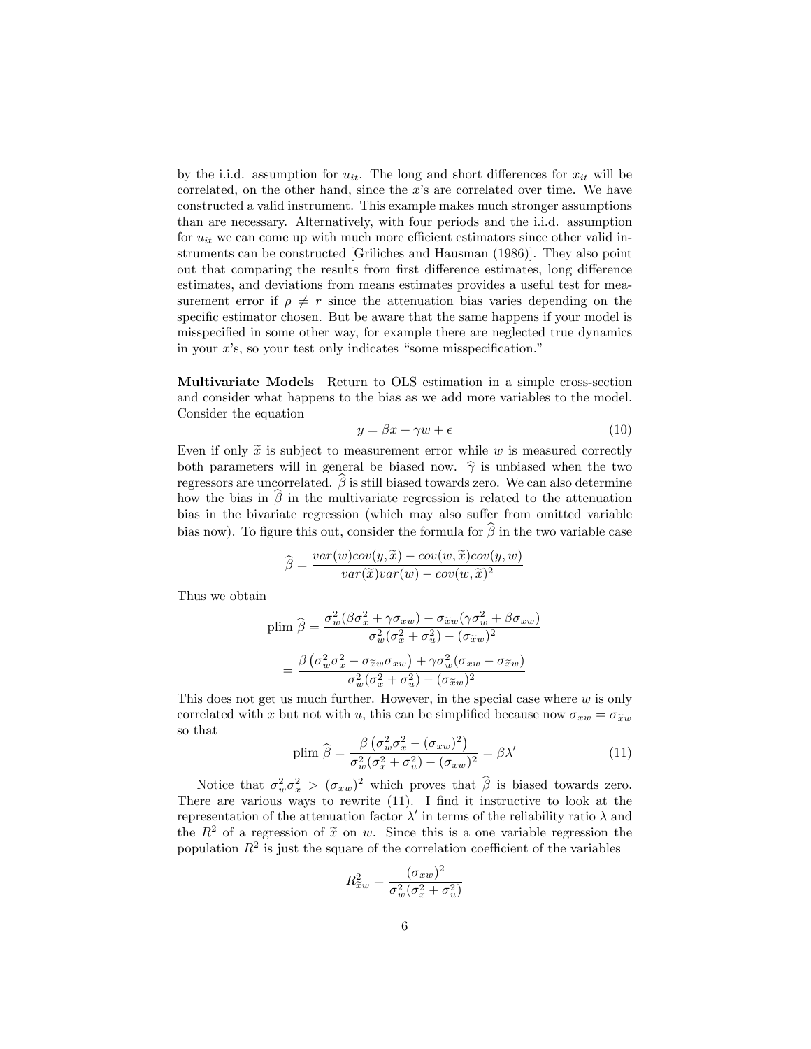by the i.i.d. assumption for $u_{it}$. The long and short differences for $x_{it}$ will be correlated, on the other hand, since the $x$'s are correlated over time. We have constructed a valid instrument. This example makes much stronger assumptions than are necessary. Alternatively, with four periods and the i.i.d. assumption for $u_{it}$ we can come up with much more efficient estimators since other valid instruments can be constructed [Griliches and Hausman (1986)]. They also point out that comparing the results from first difference estimates, long difference estimates, and deviations from means estimates provides a useful test for measurement error if $\rho \neq r$ since the attenuation bias varies depending on the specific estimator chosen. But be aware that the same happens if your model is misspecified in some other way, for example there are neglected true dynamics in your $x$'s, so your test only indicates "some misspecification."

**Multivariate Models** Return to OLS estimation in a simple cross-section and consider what happens to the bias as we add more variables to the model. Consider the equation

$$y = \beta x + \gamma w + \epsilon \tag{10}$$

Even if only $\widetilde{x}$ is subject to measurement error while $w$ is measured correctly both parameters will in general be biased now. $\widehat{\gamma}$ is unbiased when the two regressors are uncorrelated. $\widehat{\beta}$ is still biased towards zero. We can also determine how the bias in $\widehat{\beta}$ in the multivariate regression is related to the attenuation bias in the bivariate regression (which may also suffer from omitted variable bias now). To figure this out, consider the formula for $\widehat{\beta}$ in the two variable case

$$\widehat{\beta} = \frac{var(w)cov(y, \widetilde{x}) - cov(w, \widetilde{x})cov(y, w)}{var(\widetilde{x})var(w) - cov(w, \widetilde{x})^2}$$

Thus we obtain

$$\text{plim } \widehat{\beta} = \frac{\sigma_w^2(\beta\sigma_x^2 + \gamma\sigma_{xw}) - \sigma_{\widetilde{x}w}(\gamma\sigma_w^2 + \beta\sigma_{xw})}{\sigma_w^2(\sigma_x^2 + \sigma_u^2) - (\sigma_{\widetilde{x}w})^2}$$

$$= \frac{\beta\left(\sigma_w^2\sigma_x^2 - \sigma_{\widetilde{x}w}\sigma_{xw}\right) + \gamma\sigma_w^2(\sigma_{xw} - \sigma_{\widetilde{x}w})}{\sigma_w^2(\sigma_x^2 + \sigma_u^2) - (\sigma_{\widetilde{x}w})^2}$$

This does not get us much further. However, in the special case where $w$ is only correlated with $x$ but not with $u$, this can be simplified because now $\sigma_{xw} = \sigma_{\widetilde{x}w}$ so that

$$\text{plim } \widehat{\beta} = \frac{\beta\left(\sigma_w^2\sigma_x^2 - (\sigma_{xw})^2\right)}{\sigma_w^2(\sigma_x^2 + \sigma_u^2) - (\sigma_{xw})^2} = \beta\lambda' \tag{11}$$

Notice that $\sigma_w^2\sigma_x^2 > (\sigma_{xw})^2$ which proves that $\widehat{\beta}$ is biased towards zero. There are various ways to rewrite (11). I find it instructive to look at the representation of the attenuation factor $\lambda'$ in terms of the reliability ratio $\lambda$ and the $R^2$ of a regression of $\widetilde{x}$ on $w$. Since this is a one variable regression the population $R^2$ is just the square of the correlation coefficient of the variables

$$R_{\widetilde{x}w}^2 = \frac{(\sigma_{xw})^2}{\sigma_w^2(\sigma_x^2 + \sigma_u^2)}$$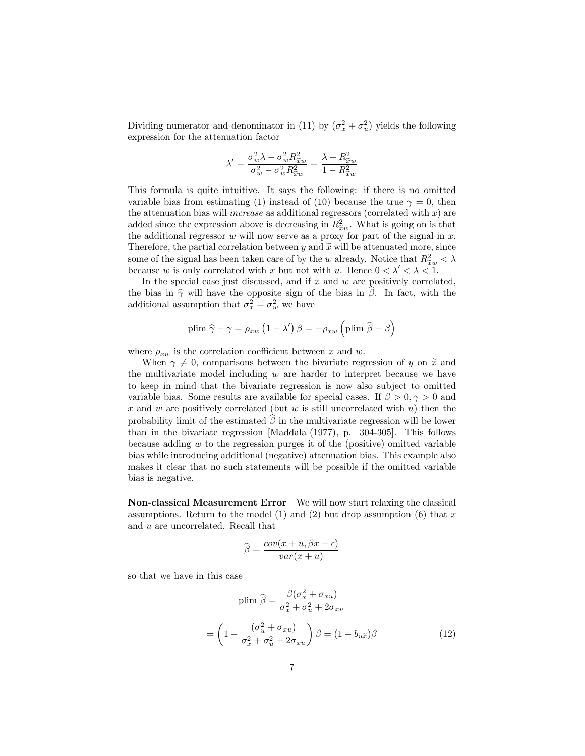Dividing numerator and denominator in (11) by $(\sigma_x^2 + \sigma_u^2)$ yields the following expression for the attenuation factor

$$\lambda' = \frac{\sigma_w^2 \lambda - \sigma_w^2 R_{\widetilde{x}w}^2}{\sigma_w^2 - \sigma_w^2 R_{\widetilde{x}w}^2} = \frac{\lambda - R_{\widetilde{x}w}^2}{1 - R_{\widetilde{x}w}^2}$$

This formula is quite intuitive. It says the following: if there is no omitted variable bias from estimating (1) instead of (10) because the true $\gamma = 0$, then the attenuation bias will *increase* as additional regressors (correlated with $x$) are added since the expression above is decreasing in $R_{\widetilde{x}w}^2$. What is going on is that the additional regressor $w$ will now serve as a proxy for part of the signal in $x$. Therefore, the partial correlation between $y$ and $\widetilde{x}$ will be attenuated more, since some of the signal has been taken care of by the $w$ already. Notice that $R_{\widetilde{x}w}^2 < \lambda$ because $w$ is only correlated with $x$ but not with $u$. Hence $0 < \lambda' < \lambda < 1$.

In the special case just discussed, and if $x$ and $w$ are positively correlated, the bias in $\widehat{\gamma}$ will have the opposite sign of the bias in $\widehat{\beta}$. In fact, with the additional assumption that $\sigma_x^2 = \sigma_w^2$ we have

$$\text{plim } \widehat{\gamma} - \gamma = \rho_{xw} \left(1 - \lambda'\right) \beta = -\rho_{xw} \left(\text{plim } \widehat{\beta} - \beta\right)$$

where $\rho_{xw}$ is the correlation coefficient between $x$ and $w$.

When $\gamma \neq 0$, comparisons between the bivariate regression of $y$ on $\widetilde{x}$ and the multivariate model including $w$ are harder to interpret because we have to keep in mind that the bivariate regression is now also subject to omitted variable bias. Some results are available for special cases. If $\beta > 0, \gamma > 0$ and $x$ and $w$ are positively correlated (but $w$ is still uncorrelated with $u$) then the probability limit of the estimated $\widehat{\beta}$ in the multivariate regression will be lower than in the bivariate regression [Maddala (1977), p. 304-305]. This follows because adding $w$ to the regression purges it of the (positive) omitted variable bias while introducing additional (negative) attenuation bias. This example also makes it clear that no such statements will be possible if the omitted variable bias is negative.

**Non-classical Measurement Error** We will now start relaxing the classical assumptions. Return to the model (1) and (2) but drop assumption (6) that $x$ and $u$ are uncorrelated. Recall that

$$\widehat{\beta} = \frac{cov(x + u, \beta x + \epsilon)}{var(x + u)}$$

so that we have in this case

$$\text{plim } \widehat{\beta} = \frac{\beta(\sigma_x^2 + \sigma_{xu})}{\sigma_x^2 + \sigma_u^2 + 2\sigma_{xu}}$$

$$= \left(1 - \frac{(\sigma_u^2 + \sigma_{xu})}{\sigma_x^2 + \sigma_u^2 + 2\sigma_{xu}}\right) \beta = (1 - b_{u\widetilde{x}})\beta \tag{12}$$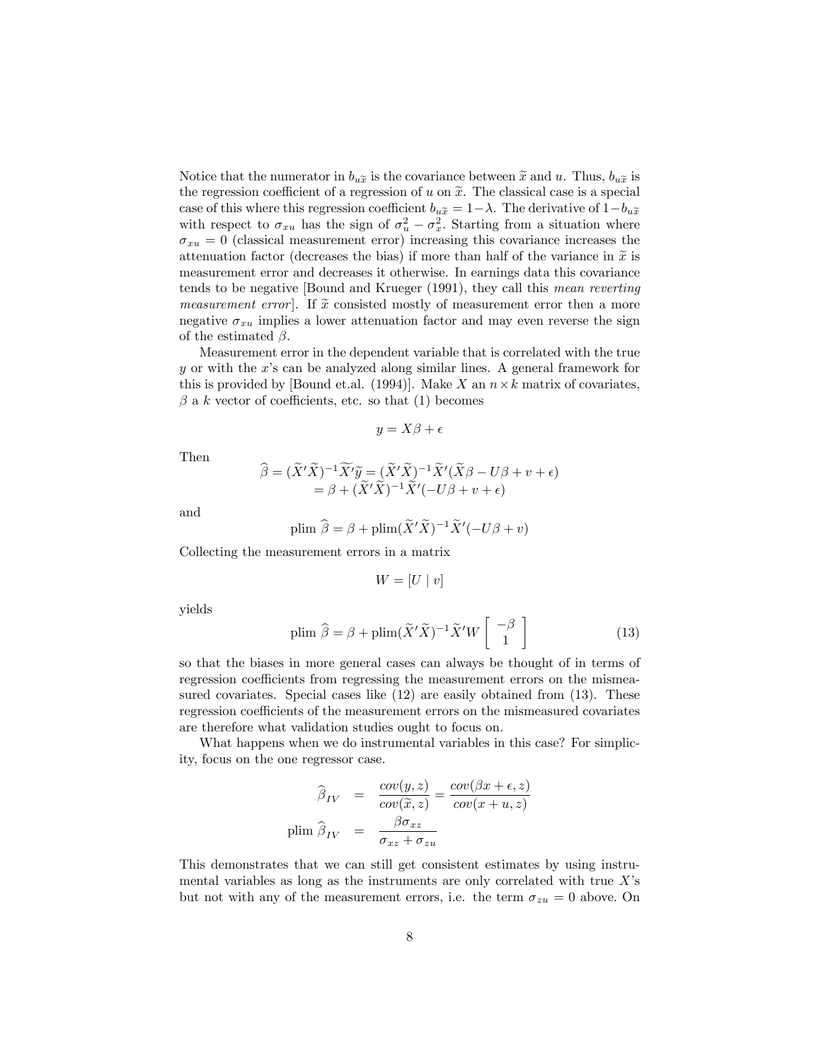Notice that the numerator in $b_{u\widetilde{x}}$ is the covariance between $\widetilde{x}$ and $u$. Thus, $b_{u\widetilde{x}}$ is the regression coefficient of a regression of $u$ on $\widetilde{x}$. The classical case is a special case of this where this regression coefficient $b_{u\widetilde{x}} = 1-\lambda$. The derivative of $1-b_{u\widetilde{x}}$ with respect to $\sigma_{xu}$ has the sign of $\sigma_u^2 - \sigma_x^2$. Starting from a situation where $\sigma_{xu} = 0$ (classical measurement error) increasing this covariance increases the attenuation factor (decreases the bias) if more than half of the variance in $\widetilde{x}$ is measurement error and decreases it otherwise. In earnings data this covariance tends to be negative [Bound and Krueger (1991), they call this *mean reverting measurement error*]. If $\widetilde{x}$ consisted mostly of measurement error then a more negative $\sigma_{xu}$ implies a lower attenuation factor and may even reverse the sign of the estimated $\beta$.

Measurement error in the dependent variable that is correlated with the true $y$ or with the $x$'s can be analyzed along similar lines. A general framework for this is provided by [Bound et.al. (1994)]. Make $X$ an $n \times k$ matrix of covariates, $\beta$ a $k$ vector of coefficients, etc. so that (1) becomes

$$y = X\beta + \epsilon$$

Then

$$\begin{aligned}
\widehat{\beta} = (\widetilde{X}'\widetilde{X})^{-1}\widetilde{X}'\widetilde{y} &= (\widetilde{X}'\widetilde{X})^{-1}\widetilde{X}'(\widetilde{X}\beta - U\beta + v + \epsilon) \\
&= \beta + (\widetilde{X}'\widetilde{X})^{-1}\widetilde{X}'(-U\beta + v + \epsilon)
\end{aligned}$$

and

$$\text{plim } \widehat{\beta} = \beta + \text{plim}(\widetilde{X}'\widetilde{X})^{-1}\widetilde{X}'(-U\beta + v)$$

Collecting the measurement errors in a matrix

$$W = [U \mid v]$$

yields

$$\text{plim } \widehat{\beta} = \beta + \text{plim}(\widetilde{X}'\widetilde{X})^{-1}\widetilde{X}'W \begin{bmatrix} -\beta \\ 1 \end{bmatrix} \tag{13}$$

so that the biases in more general cases can always be thought of in terms of regression coefficients from regressing the measurement errors on the mismeasured covariates. Special cases like (12) are easily obtained from (13). These regression coefficients of the measurement errors on the mismeasured covariates are therefore what validation studies ought to focus on.

What happens when we do instrumental variables in this case? For simplicity, focus on the one regressor case.

$$\begin{aligned}
\widehat{\beta}_{IV} &= \frac{cov(y, z)}{cov(\widetilde{x}, z)} = \frac{cov(\beta x + \epsilon, z)}{cov(x + u, z)} \\
\text{plim } \widehat{\beta}_{IV} &= \frac{\beta \sigma_{xz}}{\sigma_{xz} + \sigma_{zu}}
\end{aligned}$$

This demonstrates that we can still get consistent estimates by using instrumental variables as long as the instruments are only correlated with true $X$'s but not with any of the measurement errors, i.e. the term $\sigma_{zu} = 0$ above. On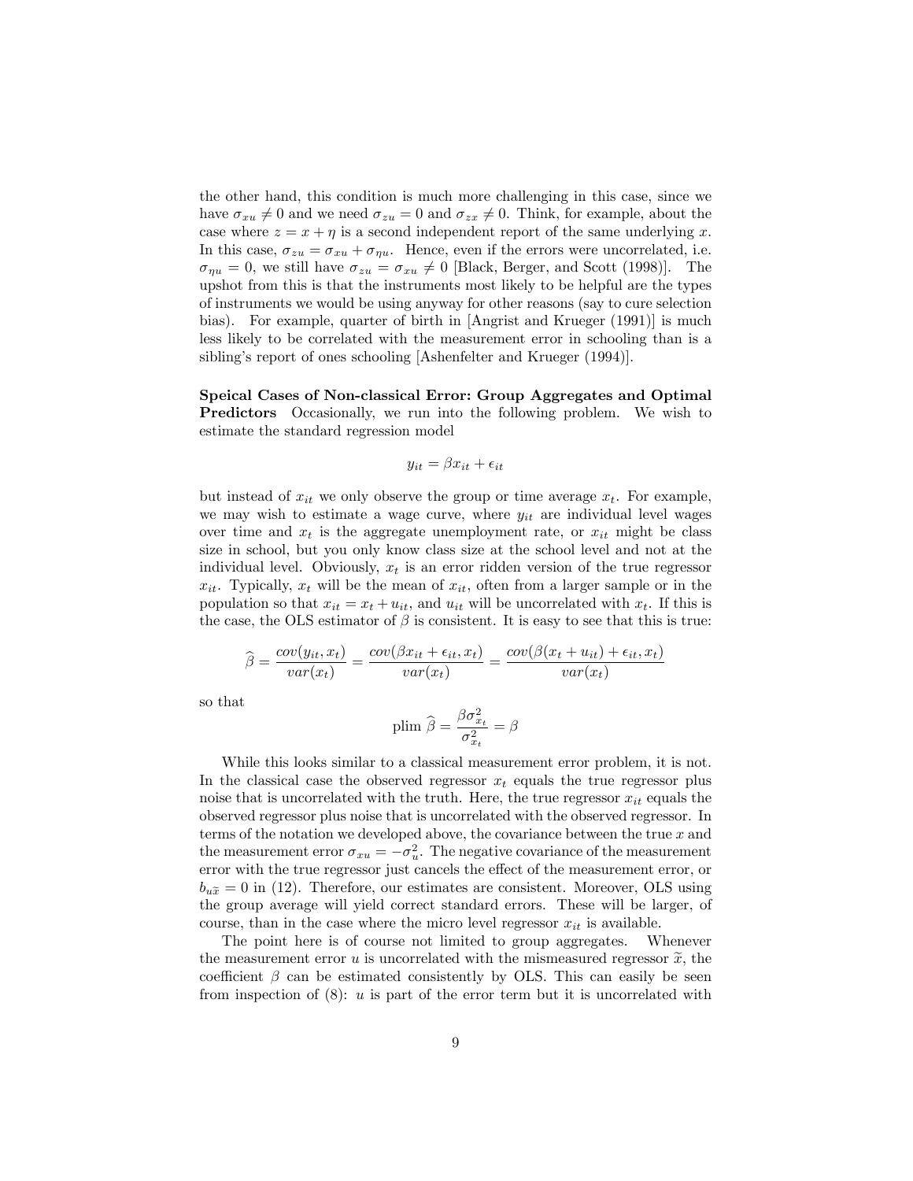the other hand, this condition is much more challenging in this case, since we have $\sigma_{xu} \neq 0$ and we need $\sigma_{zu} = 0$ and $\sigma_{zx} \neq 0$. Think, for example, about the case where $z = x + \eta$ is a second independent report of the same underlying $x$. In this case, $\sigma_{zu} = \sigma_{xu} + \sigma_{\eta u}$. Hence, even if the errors were uncorrelated, i.e. $\sigma_{\eta u} = 0$, we still have $\sigma_{zu} = \sigma_{xu} \neq 0$ [Black, Berger, and Scott (1998)]. The upshot from this is that the instruments most likely to be helpful are the types of instruments we would be using anyway for other reasons (say to cure selection bias). For example, quarter of birth in [Angrist and Krueger (1991)] is much less likely to be correlated with the measurement error in schooling than is a sibling's report of ones schooling [Ashenfelter and Krueger (1994)].

**Speical Cases of Non-classical Error: Group Aggregates and Optimal Predictors** Occasionally, we run into the following problem. We wish to estimate the standard regression model

$$y_{it} = \beta x_{it} + \epsilon_{it}$$

but instead of $x_{it}$ we only observe the group or time average $x_t$. For example, we may wish to estimate a wage curve, where $y_{it}$ are individual level wages over time and $x_t$ is the aggregate unemployment rate, or $x_{it}$ might be class size in school, but you only know class size at the school level and not at the individual level. Obviously, $x_t$ is an error ridden version of the true regressor $x_{it}$. Typically, $x_t$ will be the mean of $x_{it}$, often from a larger sample or in the population so that $x_{it} = x_t + u_{it}$, and $u_{it}$ will be uncorrelated with $x_t$. If this is the case, the OLS estimator of $\beta$ is consistent. It is easy to see that this is true:

$$\widehat{\beta} = \frac{cov(y_{it}, x_t)}{var(x_t)} = \frac{cov(\beta x_{it} + \epsilon_{it}, x_t)}{var(x_t)} = \frac{cov(\beta(x_t + u_{it}) + \epsilon_{it}, x_t)}{var(x_t)}$$

so that

$$\text{plim } \widehat{\beta} = \frac{\beta \sigma^2_{x_t}}{\sigma^2_{x_t}} = \beta$$

While this looks similar to a classical measurement error problem, it is not. In the classical case the observed regressor $x_t$ equals the true regressor plus noise that is uncorrelated with the truth. Here, the true regressor $x_{it}$ equals the observed regressor plus noise that is uncorrelated with the observed regressor. In terms of the notation we developed above, the covariance between the true $x$ and the measurement error $\sigma_{xu} = -\sigma^2_u$. The negative covariance of the measurement error with the true regressor just cancels the effect of the measurement error, or $b_{u\widetilde{x}} = 0$ in (12). Therefore, our estimates are consistent. Moreover, OLS using the group average will yield correct standard errors. These will be larger, of course, than in the case where the micro level regressor $x_{it}$ is available.

The point here is of course not limited to group aggregates. Whenever the measurement error $u$ is uncorrelated with the mismeasured regressor $\widetilde{x}$, the coefficient $\beta$ can be estimated consistently by OLS. This can easily be seen from inspection of (8): $u$ is part of the error term but it is uncorrelated with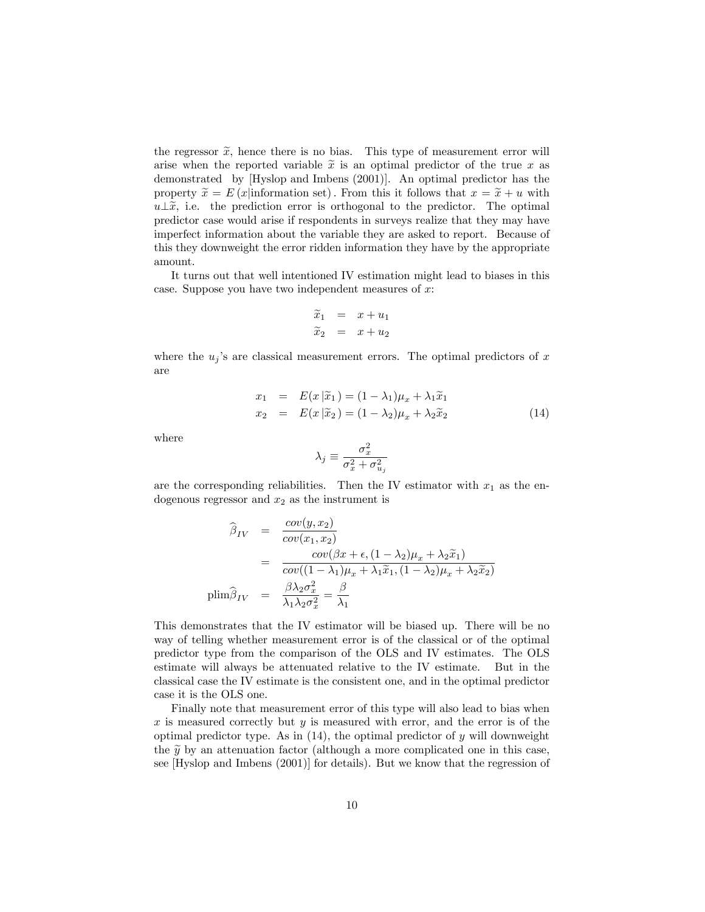the regressor $\widetilde{x}$, hence there is no bias. This type of measurement error will arise when the reported variable $\widetilde{x}$ is an optimal predictor of the true $x$ as demonstrated by [Hyslop and Imbens (2001)]. An optimal predictor has the property $\widetilde{x} = E\left(x|\text{information set}\right)$. From this it follows that $x = \widetilde{x} + u$ with $u \perp \widetilde{x}$, i.e. the prediction error is orthogonal to the predictor. The optimal predictor case would arise if respondents in surveys realize that they may have imperfect information about the variable they are asked to report. Because of this they downweight the error ridden information they have by the appropriate amount.

It turns out that well intentioned IV estimation might lead to biases in this case. Suppose you have two independent measures of $x$:

$$
\begin{aligned}
\widetilde{x}_1 &= x + u_1 \\
\widetilde{x}_2 &= x + u_2
\end{aligned}
$$

where the $u_j$'s are classical measurement errors. The optimal predictors of $x$ are

$$
\begin{aligned}
x_1 &= E(x\,|\widetilde{x}_1) = (1-\lambda_1)\mu_x + \lambda_1 \widetilde{x}_1 \\
x_2 &= E(x\,|\widetilde{x}_2) = (1-\lambda_2)\mu_x + \lambda_2 \widetilde{x}_2
\end{aligned}
\tag{14}
$$

where

$$
\lambda_j \equiv \frac{\sigma_x^2}{\sigma_x^2 + \sigma_{u_j}^2}
$$

are the corresponding reliabilities. Then the IV estimator with $x_1$ as the endogenous regressor and $x_2$ as the instrument is

$$
\begin{aligned}
\widehat{\beta}_{IV} &= \frac{cov(y, x_2)}{cov(x_1, x_2)} \\
&= \frac{cov(\beta x + \epsilon, (1-\lambda_2)\mu_x + \lambda_2 \widetilde{x}_1)}{cov((1-\lambda_1)\mu_x + \lambda_1 \widetilde{x}_1, (1-\lambda_2)\mu_x + \lambda_2 \widetilde{x}_2)} \\
\text{plim}\widehat{\beta}_{IV} &= \frac{\beta \lambda_2 \sigma_x^2}{\lambda_1 \lambda_2 \sigma_x^2} = \frac{\beta}{\lambda_1}
\end{aligned}
$$

This demonstrates that the IV estimator will be biased up. There will be no way of telling whether measurement error is of the classical or of the optimal predictor type from the comparison of the OLS and IV estimates. The OLS estimate will always be attenuated relative to the IV estimate. But in the classical case the IV estimate is the consistent one, and in the optimal predictor case it is the OLS one.

Finally note that measurement error of this type will also lead to bias when $x$ is measured correctly but $y$ is measured with error, and the error is of the optimal predictor type. As in (14), the optimal predictor of $y$ will downweight the $\widetilde{y}$ by an attenuation factor (although a more complicated one in this case, see [Hyslop and Imbens (2001)] for details). But we know that the regression of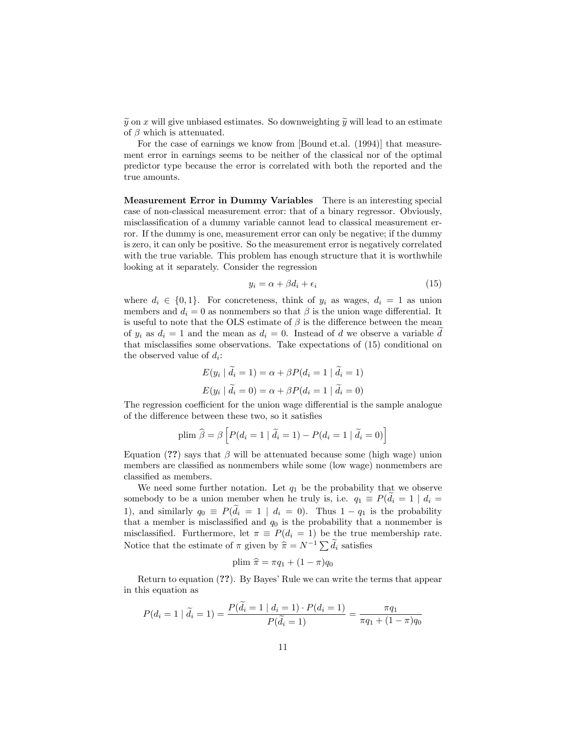$\widetilde{y}$ on $x$ will give unbiased estimates. So downweighting $\widetilde{y}$ will lead to an estimate of $\beta$ which is attenuated.

For the case of earnings we know from [Bound et.al. (1994)] that measurement error in earnings seems to be neither of the classical nor of the optimal predictor type because the error is correlated with both the reported and the true amounts.

**Measurement Error in Dummy Variables** There is an interesting special case of non-classical measurement error: that of a binary regressor. Obviously, misclassification of a dummy variable cannot lead to classical measurement error. If the dummy is one, measurement error can only be negative; if the dummy is zero, it can only be positive. So the measurement error is negatively correlated with the true variable. This problem has enough structure that it is worthwhile looking at it separately. Consider the regression

$$y_i = \alpha + \beta d_i + \epsilon_i \tag{15}$$

where $d_i \in \{0, 1\}$. For concreteness, think of $y_i$ as wages, $d_i = 1$ as union members and $d_i = 0$ as nonmembers so that $\beta$ is the union wage differential. It is useful to note that the OLS estimate of $\beta$ is the difference between the mean of $y_i$ as $d_i = 1$ and the mean as $d_i = 0$. Instead of $d$ we observe a variable $\widetilde{d}$ that misclassifies some observations. Take expectations of (15) conditional on the observed value of $d_i$:

$$E(y_i \mid \widetilde{d}_i = 1) = \alpha + \beta P(d_i = 1 \mid \widetilde{d}_i = 1)$$

$$E(y_i \mid \widetilde{d}_i = 0) = \alpha + \beta P(d_i = 1 \mid \widetilde{d}_i = 0)$$

The regression coefficient for the union wage differential is the sample analogue of the difference between these two, so it satisfies

$$\text{plim } \widehat{\beta} = \beta \left[ P(d_i = 1 \mid \widetilde{d}_i = 1) - P(d_i = 1 \mid \widetilde{d}_i = 0) \right]$$

Equation (**??**) says that $\beta$ will be attenuated because some (high wage) union members are classified as nonmembers while some (low wage) nonmembers are classified as members.

We need some further notation. Let $q_1$ be the probability that we observe somebody to be a union member when he truly is, i.e. $q_1 \equiv P(\widetilde{d}_i = 1 \mid d_i = 1)$, and similarly $q_0 \equiv P(\widetilde{d}_i = 1 \mid d_i = 0)$. Thus $1 - q_1$ is the probability that a member is misclassified and $q_0$ is the probability that a nonmember is misclassified. Furthermore, let $\pi \equiv P(d_i = 1)$ be the true membership rate. Notice that the estimate of $\pi$ given by $\widehat{\pi} = N^{-1} \sum \widetilde{d}_i$ satisfies

$$\text{plim } \widehat{\pi} = \pi q_1 + (1 - \pi) q_0$$

Return to equation (**??**). By Bayes' Rule we can write the terms that appear in this equation as

$$P(d_i = 1 \mid \widetilde{d}_i = 1) = \frac{P(\widetilde{d}_i = 1 \mid d_i = 1) \cdot P(d_i = 1)}{P(\widetilde{d}_i = 1)} = \frac{\pi q_1}{\pi q_1 + (1 - \pi) q_0}$$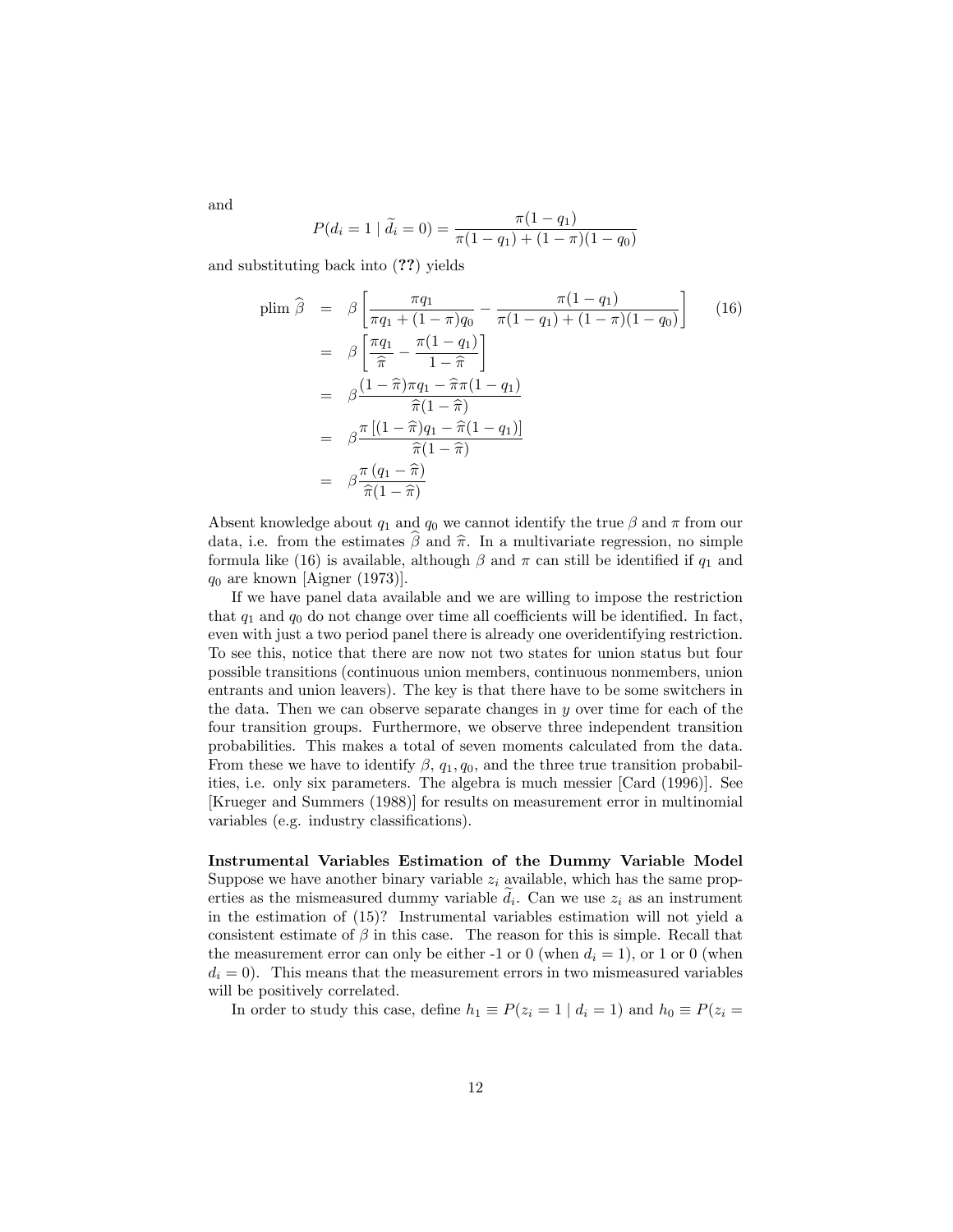and

$$P(d_i = 1 \mid \widetilde{d}_i = 0) = \frac{\pi(1 - q_1)}{\pi(1 - q_1) + (1 - \pi)(1 - q_0)}$$

and substituting back into (**??**) yields

$$\begin{aligned}
\text{plim } \widehat{\beta} &= \beta \left[ \frac{\pi q_1}{\pi q_1 + (1 - \pi) q_0} - \frac{\pi(1 - q_1)}{\pi(1 - q_1) + (1 - \pi)(1 - q_0)} \right] \qquad (16) \\
&= \beta \left[ \frac{\pi q_1}{\widehat{\pi}} - \frac{\pi(1 - q_1)}{1 - \widehat{\pi}} \right] \\
&= \beta \frac{(1 - \widehat{\pi})\pi q_1 - \widehat{\pi}\pi(1 - q_1)}{\widehat{\pi}(1 - \widehat{\pi})} \\
&= \beta \frac{\pi \left[ (1 - \widehat{\pi}) q_1 - \widehat{\pi}(1 - q_1) \right]}{\widehat{\pi}(1 - \widehat{\pi})} \\
&= \beta \frac{\pi \left( q_1 - \widehat{\pi} \right)}{\widehat{\pi}(1 - \widehat{\pi})}
\end{aligned}$$

Absent knowledge about $q_1$ and $q_0$ we cannot identify the true $\beta$ and $\pi$ from our data, i.e. from the estimates $\widehat{\beta}$ and $\widehat{\pi}$. In a multivariate regression, no simple formula like (16) is available, although $\beta$ and $\pi$ can still be identified if $q_1$ and $q_0$ are known [Aigner (1973)].

If we have panel data available and we are willing to impose the restriction that $q_1$ and $q_0$ do not change over time all coefficients will be identified. In fact, even with just a two period panel there is already one overidentifying restriction. To see this, notice that there are now not two states for union status but four possible transitions (continuous union members, continuous nonmembers, union entrants and union leavers). The key is that there have to be some switchers in the data. Then we can observe separate changes in $y$ over time for each of the four transition groups. Furthermore, we observe three independent transition probabilities. This makes a total of seven moments calculated from the data. From these we have to identify $\beta$, $q_1, q_0$, and the three true transition probabilities, i.e. only six parameters. The algebra is much messier [Card (1996)]. See [Krueger and Summers (1988)] for results on measurement error in multinomial variables (e.g. industry classifications).

**Instrumental Variables Estimation of the Dummy Variable Model** Suppose we have another binary variable $z_i$ available, which has the same properties as the mismeasured dummy variable $\widetilde{d}_i$. Can we use $z_i$ as an instrument in the estimation of (15)? Instrumental variables estimation will not yield a consistent estimate of $\beta$ in this case. The reason for this is simple. Recall that the measurement error can only be either -1 or 0 (when $d_i = 1$), or 1 or 0 (when $d_i = 0$). This means that the measurement errors in two mismeasured variables will be positively correlated.

In order to study this case, define $h_1 \equiv P(z_i = 1 \mid d_i = 1)$ and $h_0 \equiv P(z_i =$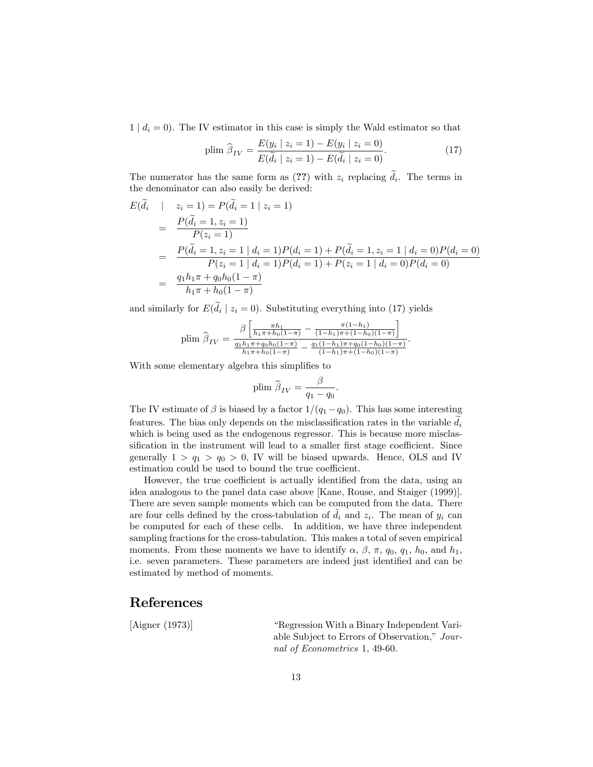$1 \mid d_i = 0)$. The IV estimator in this case is simply the Wald estimator so that

$$\text{plim } \widehat{\beta}_{IV} = \frac{E(y_i \mid z_i = 1) - E(y_i \mid z_i = 0)}{E(\widetilde{d}_i \mid z_i = 1) - E(\widetilde{d}_i \mid z_i = 0)}. \tag{17}$$

The numerator has the same form as (**??**) with $z_i$ replacing $\widetilde{d}_i$. The terms in the denominator can also easily be derived:

$$\begin{aligned}
E(\widetilde{d}_i \quad \mid \quad z_i = 1) &= P(\widetilde{d}_i = 1 \mid z_i = 1) \\
&= \frac{P(\widetilde{d}_i = 1, z_i = 1)}{P(z_i = 1)} \\
&= \frac{P(\widetilde{d}_i = 1, z_i = 1 \mid d_i = 1)P(d_i = 1) + P(\widetilde{d}_i = 1, z_i = 1 \mid d_i = 0)P(d_i = 0)}{P(z_i = 1 \mid d_i = 1)P(d_i = 1) + P(z_i = 1 \mid d_i = 0)P(d_i = 0)} \\
&= \frac{q_1 h_1 \pi + q_0 h_0 (1 - \pi)}{h_1 \pi + h_0 (1 - \pi)}
\end{aligned}$$

and similarly for $E(\widetilde{d}_i \mid z_i = 0)$. Substituting everything into (17) yields

$$\text{plim } \widehat{\beta}_{IV} = \frac{\beta \left[ \frac{\pi h_1}{h_1 \pi + h_0 (1-\pi)} - \frac{\pi (1-h_1)}{(1-h_1)\pi + (1-h_0)(1-\pi)} \right]}{\frac{q_1 h_1 \pi + q_0 h_0 (1-\pi)}{h_1 \pi + h_0 (1-\pi)} - \frac{q_1 (1-h_1)\pi + q_0 (1-h_0)(1-\pi)}{(1-h_1)\pi + (1-h_0)(1-\pi)}}.$$

With some elementary algebra this simplifies to

$$\text{plim } \widehat{\beta}_{IV} = \frac{\beta}{q_1 - q_0}.$$

The IV estimate of $\beta$ is biased by a factor $1/(q_1 - q_0)$. This has some interesting features. The bias only depends on the misclassification rates in the variable $\widetilde{d}_i$ which is being used as the endogenous regressor. This is because more misclassification in the instrument will lead to a smaller first stage coefficient. Since generally $1 > q_1 > q_0 > 0$, IV will be biased upwards. Hence, OLS and IV estimation could be used to bound the true coefficient.

However, the true coefficient is actually identified from the data, using an idea analogous to the panel data case above [Kane, Rouse, and Staiger (1999)]. There are seven sample moments which can be computed from the data. There are four cells defined by the cross-tabulation of $\tilde{d}_i$ and $z_i$. The mean of $y_i$ can be computed for each of these cells. In addition, we have three independent sampling fractions for the cross-tabulation. This makes a total of seven empirical moments. From these moments we have to identify $\alpha$, $\beta$, $\pi$, $q_0$, $q_1$, $h_0$, and $h_1$, i.e. seven parameters. These parameters are indeed just identified and can be estimated by method of moments.

# References

[Aigner (1973)] "Regression With a Binary Independent Variable Subject to Errors of Observation," *Journal of Econometrics* 1, 49-60.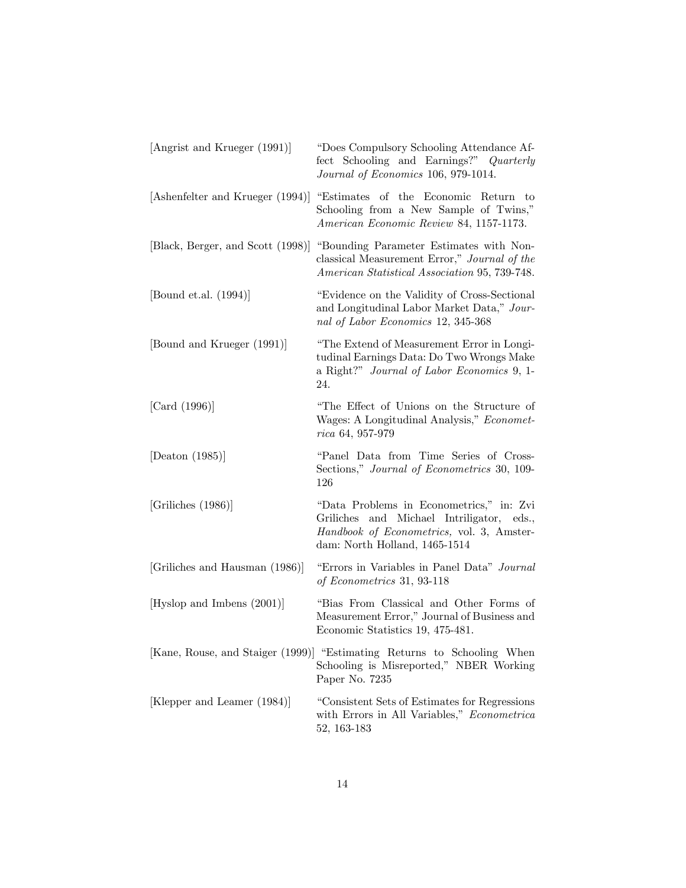[Angrist and Krueger (1991)] "Does Compulsory Schooling Attendance Affect Schooling and Earnings?" *Quarterly Journal of Economics* 106, 979-1014.

[Ashenfelter and Krueger (1994)] "Estimates of the Economic Return to Schooling from a New Sample of Twins," *American Economic Review* 84, 1157-1173.

[Black, Berger, and Scott (1998)] "Bounding Parameter Estimates with Nonclassical Measurement Error," *Journal of the American Statistical Association* 95, 739-748.

[Bound et.al. (1994)] "Evidence on the Validity of Cross-Sectional and Longitudinal Labor Market Data," *Journal of Labor Economics* 12, 345-368

[Bound and Krueger (1991)] "The Extend of Measurement Error in Longitudinal Earnings Data: Do Two Wrongs Make a Right?" *Journal of Labor Economics* 9, 1-24.

[Card (1996)] "The Effect of Unions on the Structure of Wages: A Longitudinal Analysis," *Econometrica* 64, 957-979

[Deaton (1985)] "Panel Data from Time Series of Cross-Sections," *Journal of Econometrics* 30, 109-126

[Griliches (1986)] "Data Problems in Econometrics," in: Zvi Griliches and Michael Intriligator, eds., *Handbook of Econometrics*, vol. 3, Amsterdam: North Holland, 1465-1514

[Griliches and Hausman (1986)] "Errors in Variables in Panel Data" *Journal of Econometrics* 31, 93-118

[Hyslop and Imbens (2001)] "Bias From Classical and Other Forms of Measurement Error," Journal of Business and Economic Statistics 19, 475-481.

[Kane, Rouse, and Staiger (1999)] "Estimating Returns to Schooling When Schooling is Misreported," NBER Working Paper No. 7235

[Klepper and Leamer (1984)] "Consistent Sets of Estimates for Regressions with Errors in All Variables," *Econometrica* 52, 163-183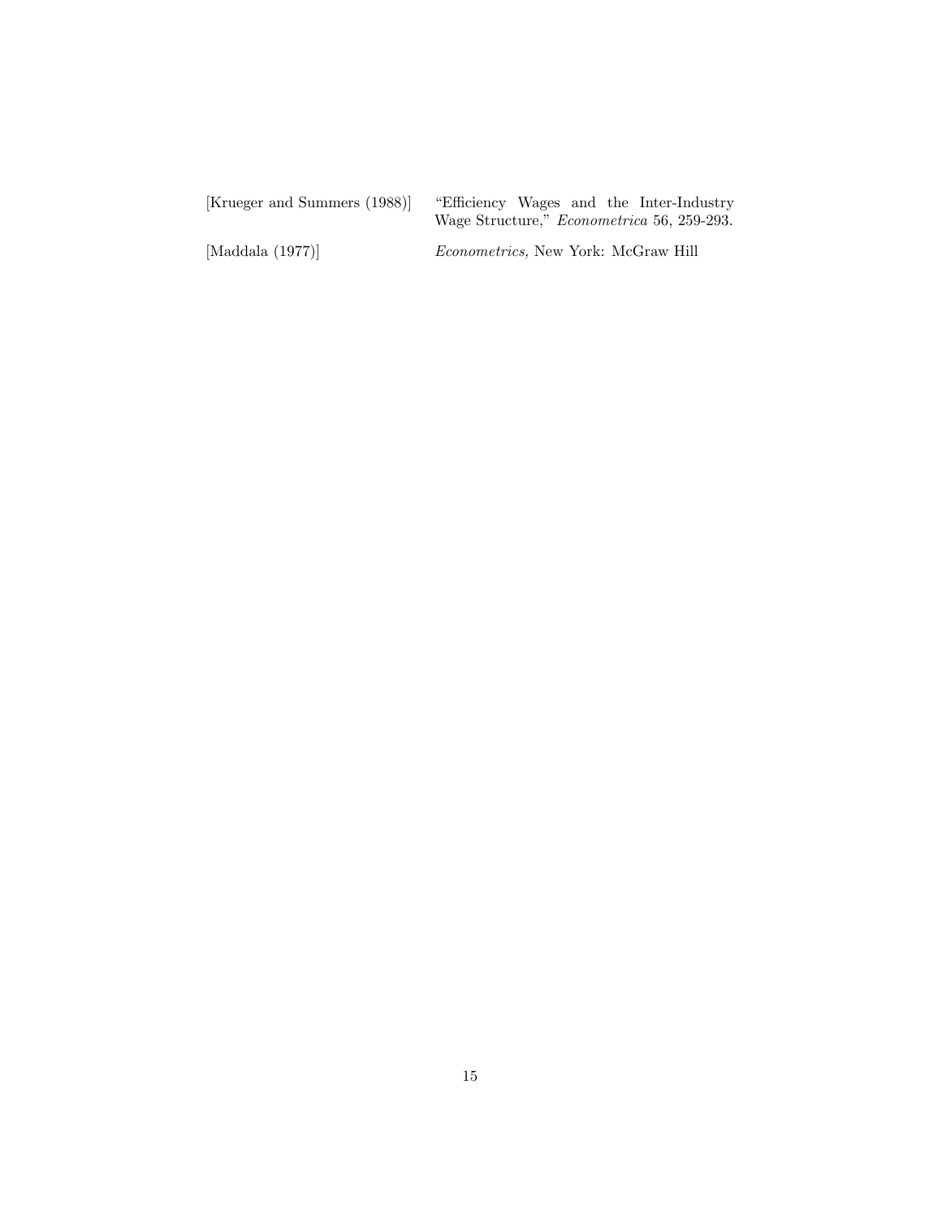[Krueger and Summers (1988)] "Efficiency Wages and the Inter-Industry Wage Structure," *Econometrica* 56, 259-293.

[Maddala (1977)] *Econometrics,* New York: McGraw Hill